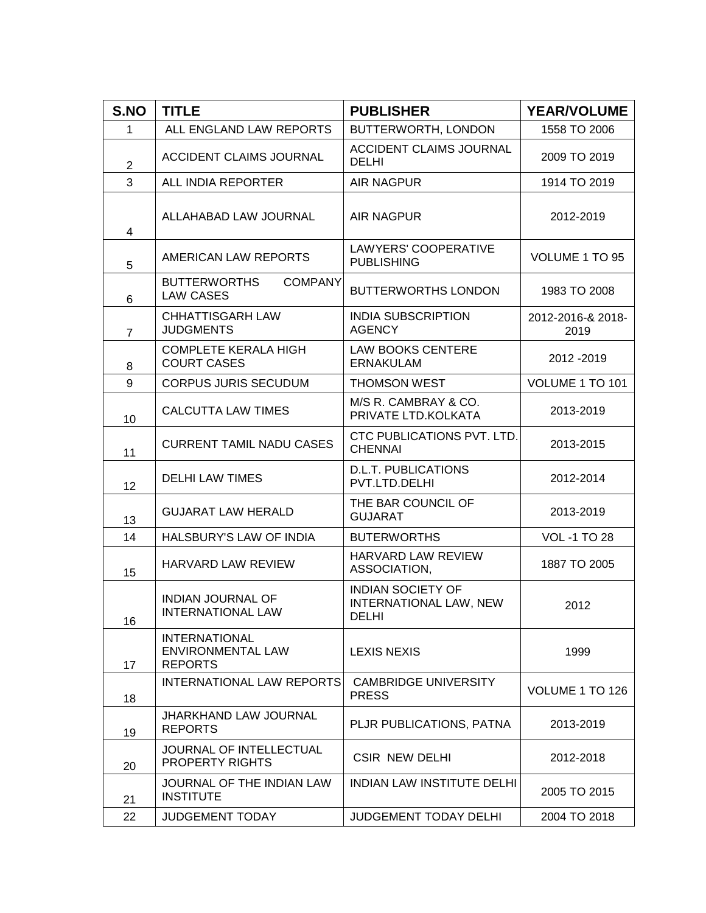| S.NO | TITLE | PUBLISHER | YEAR/VOLUME |
|---|---|---|---|
| 1 | ALL ENGLAND LAW REPORTS | BUTTERWORTH, LONDON | 1558 TO 2006 |
| 2 | ACCIDENT CLAIMS JOURNAL | ACCIDENT CLAIMS JOURNAL DELHI | 2009 TO 2019 |
| 3 | ALL INDIA REPORTER | AIR NAGPUR | 1914 TO 2019 |
| 4 | ALLAHABAD LAW JOURNAL | AIR NAGPUR | 2012-2019 |
| 5 | AMERICAN LAW REPORTS | LAWYERS' COOPERATIVE PUBLISHING | VOLUME 1 TO 95 |
| 6 | BUTTERWORTHS COMPANY LAW CASES | BUTTERWORTHS LONDON | 1983 TO 2008 |
| 7 | CHHATTISGARH LAW JUDGMENTS | INDIA SUBSCRIPTION AGENCY | 2012-2016-& 2018-2019 |
| 8 | COMPLETE KERALA HIGH COURT CASES | LAW BOOKS CENTERE ERNAKULAM | 2012 -2019 |
| 9 | CORPUS JURIS SECUDUM | THOMSON WEST | VOLUME 1 TO 101 |
| 10 | CALCUTTA LAW TIMES | M/S R. CAMBRAY & CO. PRIVATE LTD.KOLKATA | 2013-2019 |
| 11 | CURRENT TAMIL NADU CASES | CTC PUBLICATIONS PVT. LTD. CHENNAI | 2013-2015 |
| 12 | DELHI LAW TIMES | D.L.T. PUBLICATIONS PVT.LTD.DELHI | 2012-2014 |
| 13 | GUJARAT LAW HERALD | THE BAR COUNCIL OF GUJARAT | 2013-2019 |
| 14 | HALSBURY'S LAW OF INDIA | BUTERWORTHS | VOL -1 TO 28 |
| 15 | HARVARD LAW REVIEW | HARVARD LAW REVIEW ASSOCIATION, | 1887 TO 2005 |
| 16 | INDIAN JOURNAL OF INTERNATIONAL LAW | INDIAN SOCIETY OF INTERNATIONAL LAW, NEW DELHI | 2012 |
| 17 | INTERNATIONAL ENVIRONMENTAL LAW REPORTS | LEXIS NEXIS | 1999 |
| 18 | INTERNATIONAL LAW REPORTS | CAMBRIDGE UNIVERSITY PRESS | VOLUME 1 TO 126 |
| 19 | JHARKHAND LAW JOURNAL REPORTS | PLJR PUBLICATIONS, PATNA | 2013-2019 |
| 20 | JOURNAL OF INTELLECTUAL PROPERTY RIGHTS | CSIR NEW DELHI | 2012-2018 |
| 21 | JOURNAL OF THE INDIAN LAW INSTITUTE | INDIAN LAW INSTITUTE DELHI | 2005 TO 2015 |
| 22 | JUDGEMENT TODAY | JUDGEMENT TODAY DELHI | 2004 TO 2018 |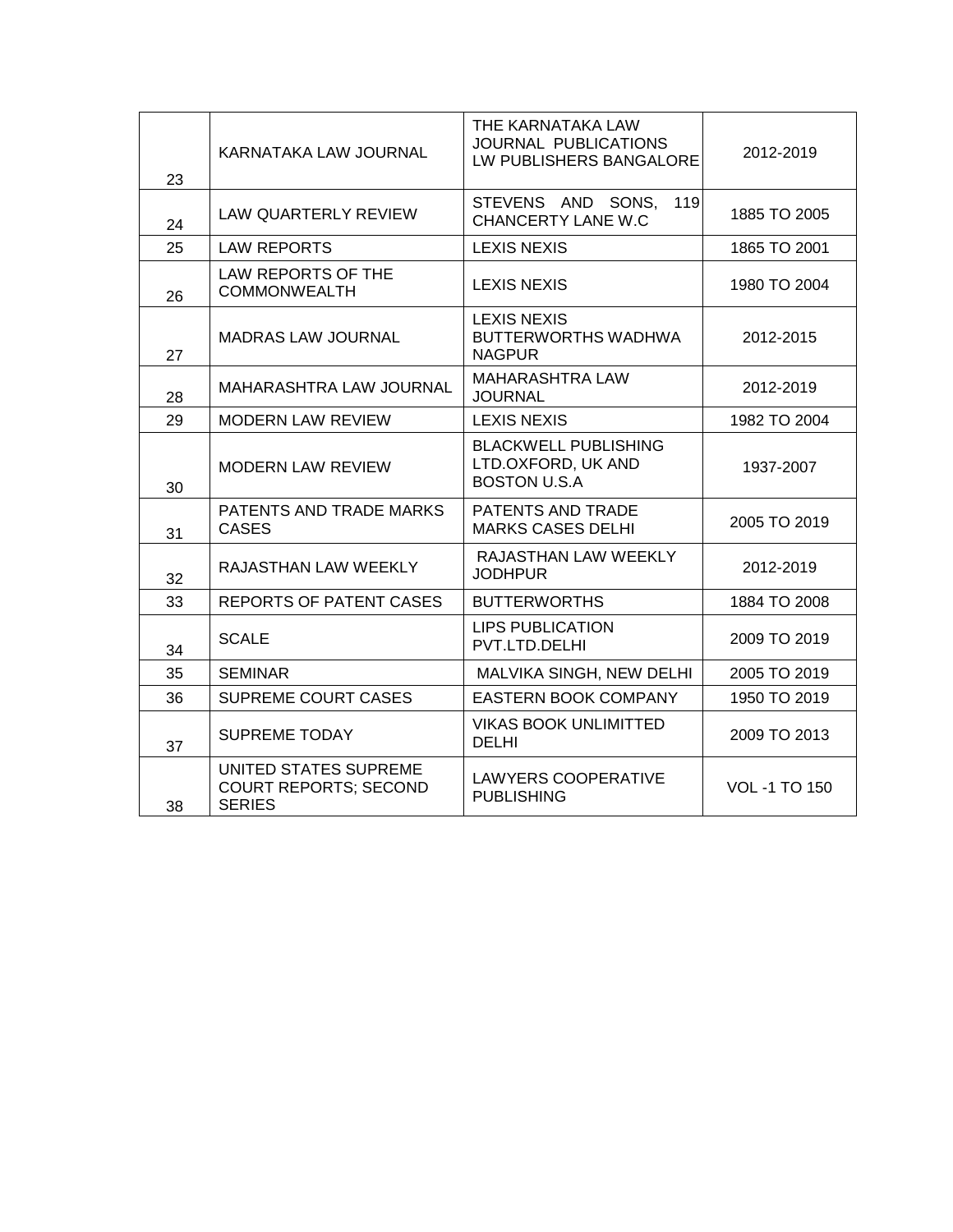| | | | |
|---|---|---|---|
| 23 | KARNATAKA LAW JOURNAL | THE KARNATAKA LAW JOURNAL PUBLICATIONS LW PUBLISHERS BANGALORE | 2012-2019 |
| 24 | LAW QUARTERLY REVIEW | STEVENS AND SONS, 119 CHANCERTY LANE W.C | 1885 TO 2005 |
| 25 | LAW REPORTS | LEXIS NEXIS | 1865 TO 2001 |
| 26 | LAW REPORTS OF THE COMMONWEALTH | LEXIS NEXIS | 1980 TO 2004 |
| 27 | MADRAS LAW JOURNAL | LEXIS NEXIS BUTTERWORTHS WADHWA NAGPUR | 2012-2015 |
| 28 | MAHARASHTRA LAW JOURNAL | MAHARASHTRA LAW JOURNAL | 2012-2019 |
| 29 | MODERN LAW REVIEW | LEXIS NEXIS | 1982 TO 2004 |
| 30 | MODERN LAW REVIEW | BLACKWELL PUBLISHING LTD.OXFORD, UK AND BOSTON U.S.A | 1937-2007 |
| 31 | PATENTS AND TRADE MARKS CASES | PATENTS AND TRADE MARKS CASES DELHI | 2005 TO 2019 |
| 32 | RAJASTHAN LAW WEEKLY | RAJASTHAN LAW WEEKLY JODHPUR | 2012-2019 |
| 33 | REPORTS OF PATENT CASES | BUTTERWORTHS | 1884 TO 2008 |
| 34 | SCALE | LIPS PUBLICATION PVT.LTD.DELHI | 2009 TO 2019 |
| 35 | SEMINAR | MALVIKA SINGH, NEW DELHI | 2005 TO 2019 |
| 36 | SUPREME COURT CASES | EASTERN BOOK COMPANY | 1950 TO 2019 |
| 37 | SUPREME TODAY | VIKAS BOOK UNLIMITTED DELHI | 2009 TO 2013 |
| 38 | UNITED STATES SUPREME COURT REPORTS; SECOND SERIES | LAWYERS COOPERATIVE PUBLISHING | VOL -1 TO 150 |